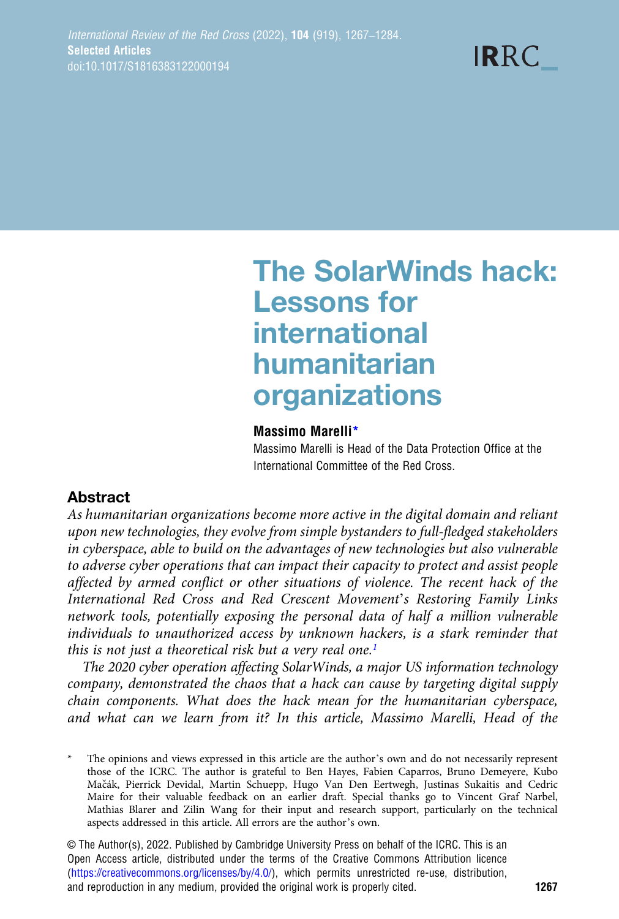# The SolarWinds hack: Lessons for international humanitarian organizations

**Massimo Marelli***

Massimo Marelli is Head of the Data Protection Office at the International Committee of the Red Cross.

## Abstract

*As humanitarian organizations become more active in the digital domain and reliant upon new technologies, they evolve from simple bystanders to full-fledged stakeholders in cyberspace, able to build on the advantages of new technologies but also vulnerable to adverse cyber operations that can impact their capacity to protect and assist people affected by armed conflict or other situations of violence. The recent hack of the International Red Cross and Red Crescent Movement's Restoring Family Links network tools, potentially exposing the personal data of half a million vulnerable individuals to unauthorized access by unknown hackers, is a stark reminder that this is not just a theoretical risk but a very real one.*[1]

*The 2020 cyber operation affecting SolarWinds, a major US information technology company, demonstrated the chaos that a hack can cause by targeting digital supply chain components. What does the hack mean for the humanitarian cyberspace, and what can we learn from it? In this article, Massimo Marelli, Head of the*

\* The opinions and views expressed in this article are the author's own and do not necessarily represent those of the ICRC. The author is grateful to Ben Hayes, Fabien Caparros, Bruno Demeyere, Kubo Mačák, Pierrick Devidal, Martin Schuepp, Hugo Van Den Eertwegh, Justinas Sukaitis and Cedric Maire for their valuable feedback on an earlier draft. Special thanks go to Vincent Graf Narbel, Mathias Blarer and Zilin Wang for their input and research support, particularly on the technical aspects addressed in this article. All errors are the author's own.

© The Author(s), 2022. Published by Cambridge University Press on behalf of the ICRC. This is an Open Access article, distributed under the terms of the Creative Commons Attribution licence (https://creativecommons.org/licenses/by/4.0/), which permits unrestricted re-use, distribution, and reproduction in any medium, provided the original work is properly cited.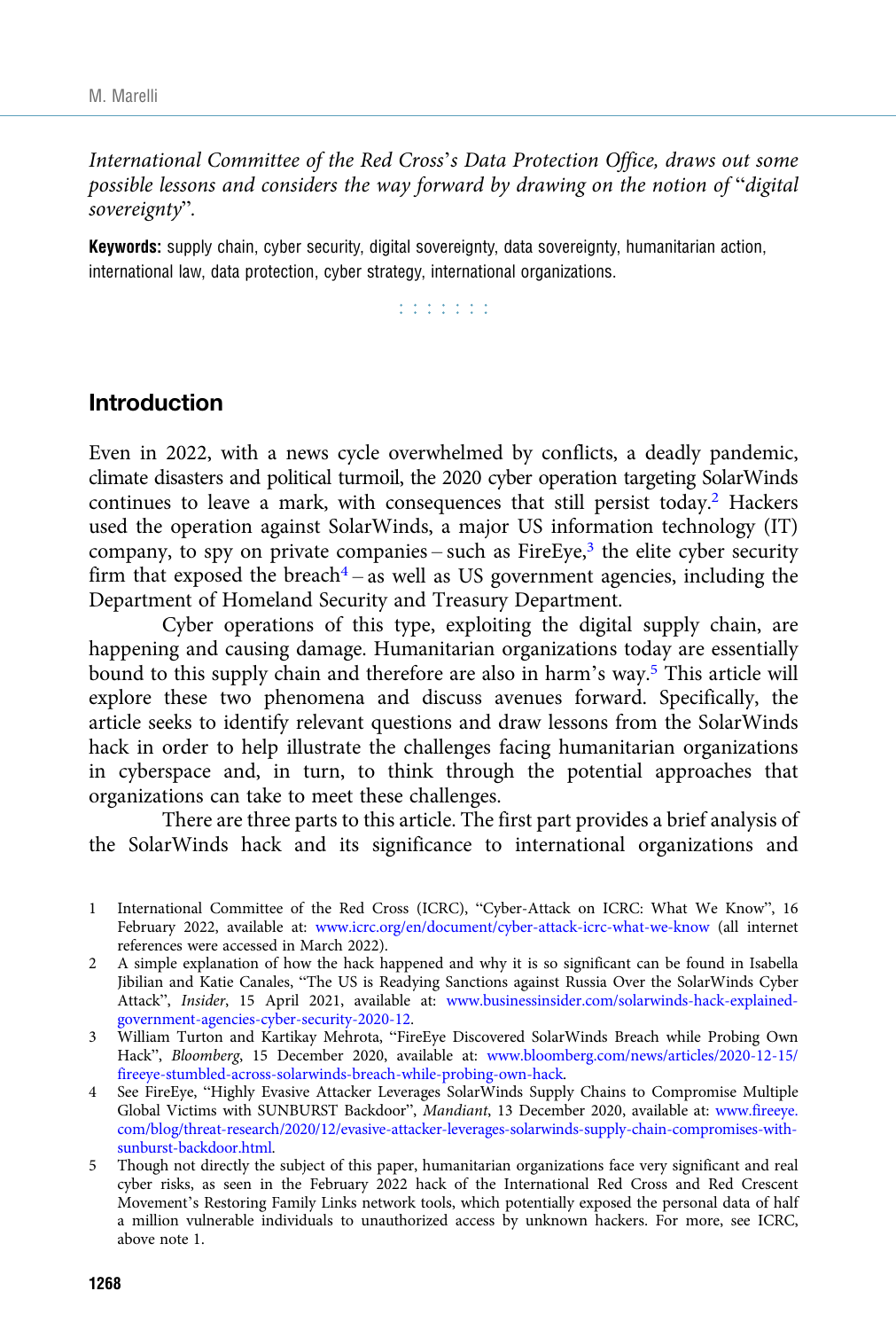*International Committee of the Red Cross's Data Protection Office, draws out some possible lessons and considers the way forward by drawing on the notion of "digital sovereignty".*

**Keywords:** supply chain, cyber security, digital sovereignty, data sovereignty, humanitarian action, international law, data protection, cyber strategy, international organizations.

## Introduction

Even in 2022, with a news cycle overwhelmed by conflicts, a deadly pandemic, climate disasters and political turmoil, the 2020 cyber operation targeting SolarWinds continues to leave a mark, with consequences that still persist today.[2] Hackers used the operation against SolarWinds, a major US information technology (IT) company, to spy on private companies – such as FireEye,[3] the elite cyber security firm that exposed the breach[4] – as well as US government agencies, including the Department of Homeland Security and Treasury Department.

Cyber operations of this type, exploiting the digital supply chain, are happening and causing damage. Humanitarian organizations today are essentially bound to this supply chain and therefore are also in harm's way.[5] This article will explore these two phenomena and discuss avenues forward. Specifically, the article seeks to identify relevant questions and draw lessons from the SolarWinds hack in order to help illustrate the challenges facing humanitarian organizations in cyberspace and, in turn, to think through the potential approaches that organizations can take to meet these challenges.

There are three parts to this article. The first part provides a brief analysis of the SolarWinds hack and its significance to international organizations and

1 International Committee of the Red Cross (ICRC), "Cyber-Attack on ICRC: What We Know", 16 February 2022, available at: www.icrc.org/en/document/cyber-attack-icrc-what-we-know (all internet references were accessed in March 2022).

2 A simple explanation of how the hack happened and why it is so significant can be found in Isabella Jibilian and Katie Canales, "The US is Readying Sanctions against Russia Over the SolarWinds Cyber Attack", *Insider*, 15 April 2021, available at: www.businessinsider.com/solarwinds-hack-explained-government-agencies-cyber-security-2020-12.

3 William Turton and Kartikay Mehrota, "FireEye Discovered SolarWinds Breach while Probing Own Hack", *Bloomberg*, 15 December 2020, available at: www.bloomberg.com/news/articles/2020-12-15/fireeye-stumbled-across-solarwinds-breach-while-probing-own-hack.

4 See FireEye, "Highly Evasive Attacker Leverages SolarWinds Supply Chains to Compromise Multiple Global Victims with SUNBURST Backdoor", *Mandiant*, 13 December 2020, available at: www.fireeye.com/blog/threat-research/2020/12/evasive-attacker-leverages-solarwinds-supply-chain-compromises-with-sunburst-backdoor.html.

5 Though not directly the subject of this paper, humanitarian organizations face very significant and real cyber risks, as seen in the February 2022 hack of the International Red Cross and Red Crescent Movement's Restoring Family Links network tools, which potentially exposed the personal data of half a million vulnerable individuals to unauthorized access by unknown hackers. For more, see ICRC, above note 1.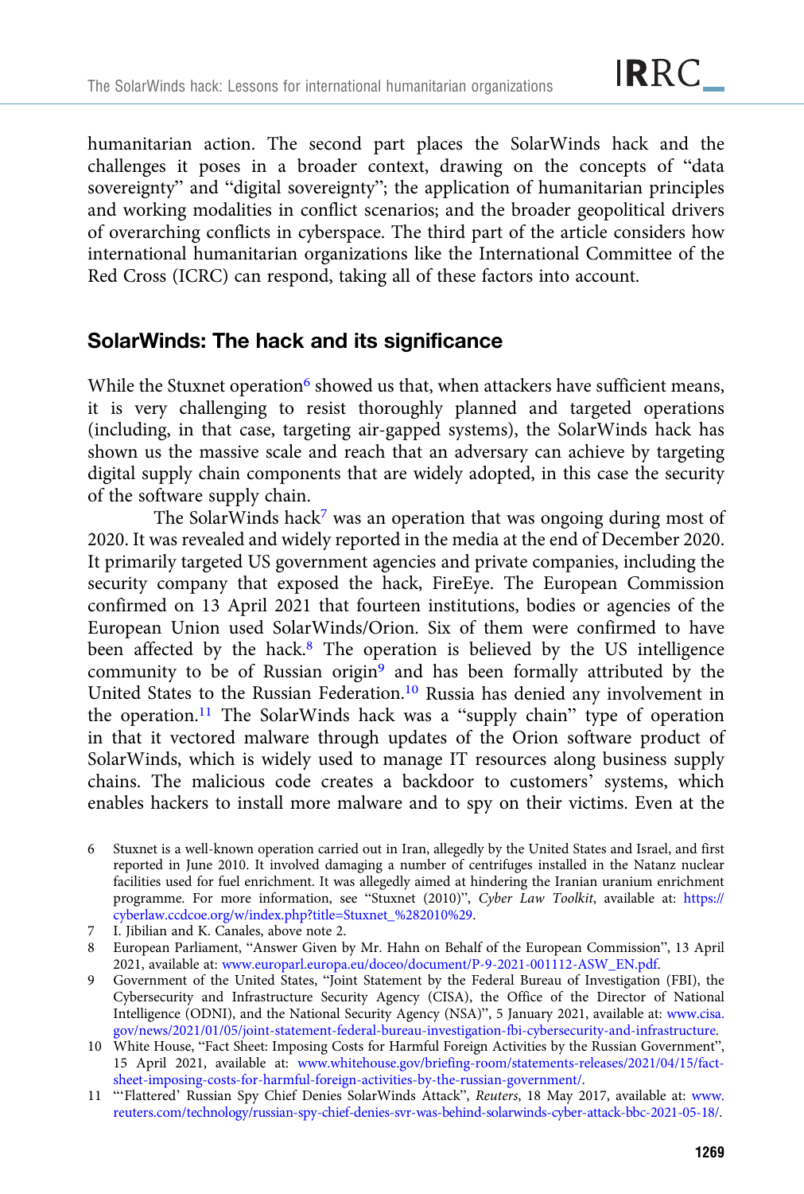humanitarian action. The second part places the SolarWinds hack and the challenges it poses in a broader context, drawing on the concepts of "data sovereignty" and "digital sovereignty"; the application of humanitarian principles and working modalities in conflict scenarios; and the broader geopolitical drivers of overarching conflicts in cyberspace. The third part of the article considers how international humanitarian organizations like the International Committee of the Red Cross (ICRC) can respond, taking all of these factors into account.

## SolarWinds: The hack and its significance

While the Stuxnet operation[6] showed us that, when attackers have sufficient means, it is very challenging to resist thoroughly planned and targeted operations (including, in that case, targeting air-gapped systems), the SolarWinds hack has shown us the massive scale and reach that an adversary can achieve by targeting digital supply chain components that are widely adopted, in this case the security of the software supply chain.

The SolarWinds hack[7] was an operation that was ongoing during most of 2020. It was revealed and widely reported in the media at the end of December 2020. It primarily targeted US government agencies and private companies, including the security company that exposed the hack, FireEye. The European Commission confirmed on 13 April 2021 that fourteen institutions, bodies or agencies of the European Union used SolarWinds/Orion. Six of them were confirmed to have been affected by the hack.[8] The operation is believed by the US intelligence community to be of Russian origin[9] and has been formally attributed by the United States to the Russian Federation.[10] Russia has denied any involvement in the operation.[11] The SolarWinds hack was a "supply chain" type of operation in that it vectored malware through updates of the Orion software product of SolarWinds, which is widely used to manage IT resources along business supply chains. The malicious code creates a backdoor to customers' systems, which enables hackers to install more malware and to spy on their victims. Even at the

6 Stuxnet is a well-known operation carried out in Iran, allegedly by the United States and Israel, and first reported in June 2010. It involved damaging a number of centrifuges installed in the Natanz nuclear facilities used for fuel enrichment. It was allegedly aimed at hindering the Iranian uranium enrichment programme. For more information, see "Stuxnet (2010)", *Cyber Law Toolkit*, available at: https://cyberlaw.ccdcoe.org/w/index.php?title=Stuxnet_%282010%29.

7 I. Jibilian and K. Canales, above note 2.

8 European Parliament, "Answer Given by Mr. Hahn on Behalf of the European Commission", 13 April 2021, available at: www.europarl.europa.eu/doceo/document/P-9-2021-001112-ASW_EN.pdf.

9 Government of the United States, "Joint Statement by the Federal Bureau of Investigation (FBI), the Cybersecurity and Infrastructure Security Agency (CISA), the Office of the Director of National Intelligence (ODNI), and the National Security Agency (NSA)", 5 January 2021, available at: www.cisa.gov/news/2021/01/05/joint-statement-federal-bureau-investigation-fbi-cybersecurity-and-infrastructure.

10 White House, "Fact Sheet: Imposing Costs for Harmful Foreign Activities by the Russian Government", 15 April 2021, available at: www.whitehouse.gov/briefing-room/statements-releases/2021/04/15/fact-sheet-imposing-costs-for-harmful-foreign-activities-by-the-russian-government/.

11 "'Flattered' Russian Spy Chief Denies SolarWinds Attack", *Reuters*, 18 May 2017, available at: www.reuters.com/technology/russian-spy-chief-denies-svr-was-behind-solarwinds-cyber-attack-bbc-2021-05-18/.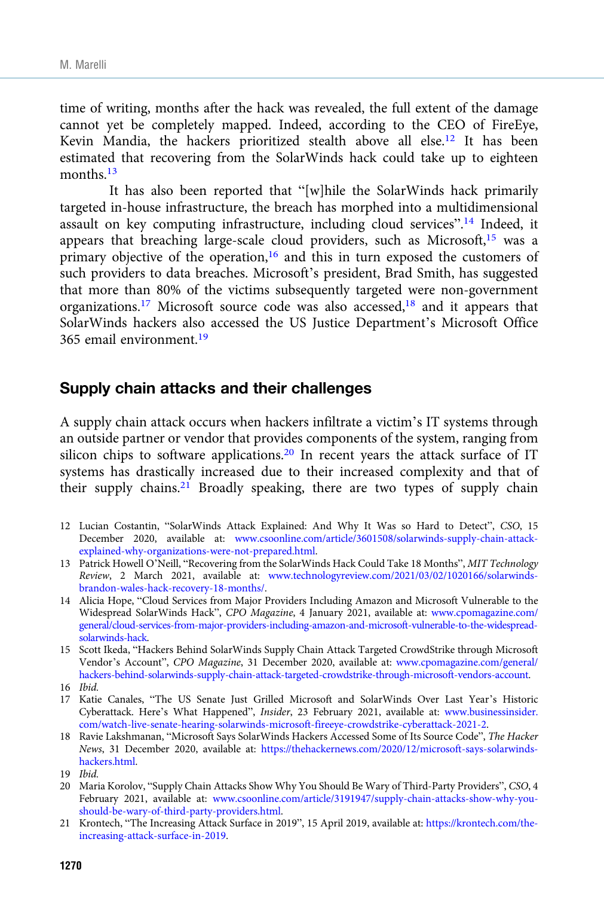time of writing, months after the hack was revealed, the full extent of the damage cannot yet be completely mapped. Indeed, according to the CEO of FireEye, Kevin Mandia, the hackers prioritized stealth above all else.[12] It has been estimated that recovering from the SolarWinds hack could take up to eighteen months.[13]

It has also been reported that "[w]hile the SolarWinds hack primarily targeted in-house infrastructure, the breach has morphed into a multidimensional assault on key computing infrastructure, including cloud services".[14] Indeed, it appears that breaching large-scale cloud providers, such as Microsoft,[15] was a primary objective of the operation,[16] and this in turn exposed the customers of such providers to data breaches. Microsoft's president, Brad Smith, has suggested that more than 80% of the victims subsequently targeted were non-government organizations.[17] Microsoft source code was also accessed,[18] and it appears that SolarWinds hackers also accessed the US Justice Department's Microsoft Office 365 email environment.[19]

## Supply chain attacks and their challenges

A supply chain attack occurs when hackers infiltrate a victim's IT systems through an outside partner or vendor that provides components of the system, ranging from silicon chips to software applications.[20] In recent years the attack surface of IT systems has drastically increased due to their increased complexity and that of their supply chains.[21] Broadly speaking, there are two types of supply chain

12 Lucian Costantin, "SolarWinds Attack Explained: And Why It Was so Hard to Detect", *CSO*, 15 December 2020, available at: www.csoonline.com/article/3601508/solarwinds-supply-chain-attack-explained-why-organizations-were-not-prepared.html.

13 Patrick Howell O'Neill, "Recovering from the SolarWinds Hack Could Take 18 Months", *MIT Technology Review*, 2 March 2021, available at: www.technologyreview.com/2021/03/02/1020166/solarwinds-brandon-wales-hack-recovery-18-months/.

14 Alicia Hope, "Cloud Services from Major Providers Including Amazon and Microsoft Vulnerable to the Widespread SolarWinds Hack", *CPO Magazine*, 4 January 2021, available at: www.cpomagazine.com/general/cloud-services-from-major-providers-including-amazon-and-microsoft-vulnerable-to-the-widespread-solarwinds-hack.

15 Scott Ikeda, "Hackers Behind SolarWinds Supply Chain Attack Targeted CrowdStrike through Microsoft Vendor's Account", *CPO Magazine*, 31 December 2020, available at: www.cpomagazine.com/general/hackers-behind-solarwinds-supply-chain-attack-targeted-crowdstrike-through-microsoft-vendors-account.

16 *Ibid.*

17 Katie Canales, "The US Senate Just Grilled Microsoft and SolarWinds Over Last Year's Historic Cyberattack. Here's What Happened", *Insider*, 23 February 2021, available at: www.businessinsider.com/watch-live-senate-hearing-solarwinds-microsoft-fireeye-crowdstrike-cyberattack-2021-2.

18 Ravie Lakshmanan, "Microsoft Says SolarWinds Hackers Accessed Some of Its Source Code", *The Hacker News*, 31 December 2020, available at: https://thehackernews.com/2020/12/microsoft-says-solarwinds-hackers.html.

19 *Ibid.*

20 Maria Korolov, "Supply Chain Attacks Show Why You Should Be Wary of Third-Party Providers", *CSO*, 4 February 2021, available at: www.csoonline.com/article/3191947/supply-chain-attacks-show-why-you-should-be-wary-of-third-party-providers.html.

21 Krontech, "The Increasing Attack Surface in 2019", 15 April 2019, available at: https://krontech.com/the-increasing-attack-surface-in-2019.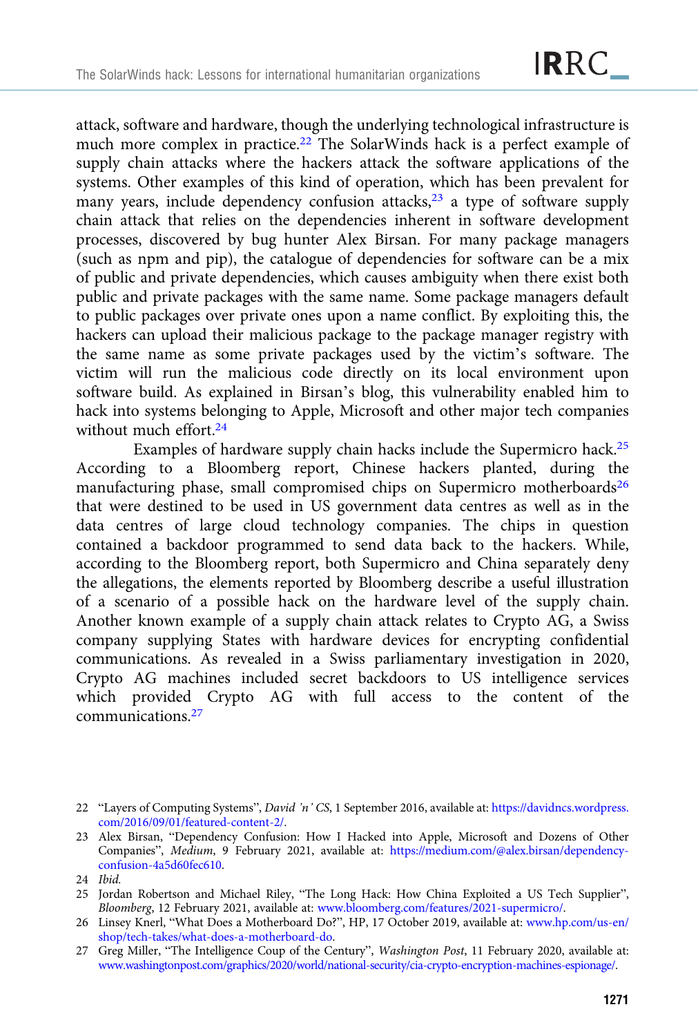attack, software and hardware, though the underlying technological infrastructure is much more complex in practice.[22] The SolarWinds hack is a perfect example of supply chain attacks where the hackers attack the software applications of the systems. Other examples of this kind of operation, which has been prevalent for many years, include dependency confusion attacks,[23] a type of software supply chain attack that relies on the dependencies inherent in software development processes, discovered by bug hunter Alex Birsan. For many package managers (such as npm and pip), the catalogue of dependencies for software can be a mix of public and private dependencies, which causes ambiguity when there exist both public and private packages with the same name. Some package managers default to public packages over private ones upon a name conflict. By exploiting this, the hackers can upload their malicious package to the package manager registry with the same name as some private packages used by the victim's software. The victim will run the malicious code directly on its local environment upon software build. As explained in Birsan's blog, this vulnerability enabled him to hack into systems belonging to Apple, Microsoft and other major tech companies without much effort.[24]

Examples of hardware supply chain hacks include the Supermicro hack.[25] According to a Bloomberg report, Chinese hackers planted, during the manufacturing phase, small compromised chips on Supermicro motherboards[26] that were destined to be used in US government data centres as well as in the data centres of large cloud technology companies. The chips in question contained a backdoor programmed to send data back to the hackers. While, according to the Bloomberg report, both Supermicro and China separately deny the allegations, the elements reported by Bloomberg describe a useful illustration of a scenario of a possible hack on the hardware level of the supply chain. Another known example of a supply chain attack relates to Crypto AG, a Swiss company supplying States with hardware devices for encrypting confidential communications. As revealed in a Swiss parliamentary investigation in 2020, Crypto AG machines included secret backdoors to US intelligence services which provided Crypto AG with full access to the content of the communications.[27]

---

22 "Layers of Computing Systems", *David 'n' CS*, 1 September 2016, available at: https://davidncs.wordpress.com/2016/09/01/featured-content-2/.

23 Alex Birsan, "Dependency Confusion: How I Hacked into Apple, Microsoft and Dozens of Other Companies", *Medium*, 9 February 2021, available at: https://medium.com/@alex.birsan/dependency-confusion-4a5d60fec610.

24 *Ibid.*

25 Jordan Robertson and Michael Riley, "The Long Hack: How China Exploited a US Tech Supplier", *Bloomberg*, 12 February 2021, available at: www.bloomberg.com/features/2021-supermicro/.

26 Linsey Knerl, "What Does a Motherboard Do?", HP, 17 October 2019, available at: www.hp.com/us-en/shop/tech-takes/what-does-a-motherboard-do.

27 Greg Miller, "The Intelligence Coup of the Century", *Washington Post*, 11 February 2020, available at: www.washingtonpost.com/graphics/2020/world/national-security/cia-crypto-encryption-machines-espionage/.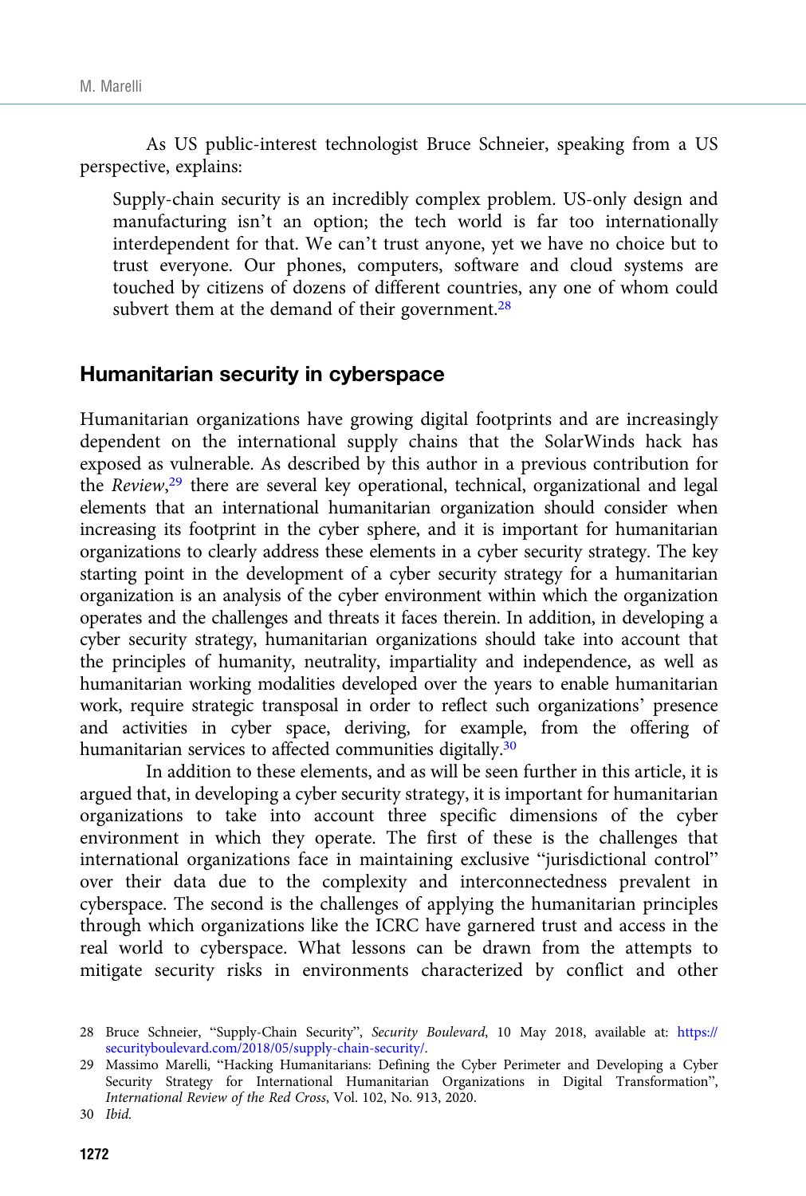As US public-interest technologist Bruce Schneier, speaking from a US perspective, explains:

> Supply-chain security is an incredibly complex problem. US-only design and manufacturing isn't an option; the tech world is far too internationally interdependent for that. We can't trust anyone, yet we have no choice but to trust everyone. Our phones, computers, software and cloud systems are touched by citizens of dozens of different countries, any one of whom could subvert them at the demand of their government.[28]

## Humanitarian security in cyberspace

Humanitarian organizations have growing digital footprints and are increasingly dependent on the international supply chains that the SolarWinds hack has exposed as vulnerable. As described by this author in a previous contribution for the *Review*,[29] there are several key operational, technical, organizational and legal elements that an international humanitarian organization should consider when increasing its footprint in the cyber sphere, and it is important for humanitarian organizations to clearly address these elements in a cyber security strategy. The key starting point in the development of a cyber security strategy for a humanitarian organization is an analysis of the cyber environment within which the organization operates and the challenges and threats it faces therein. In addition, in developing a cyber security strategy, humanitarian organizations should take into account that the principles of humanity, neutrality, impartiality and independence, as well as humanitarian working modalities developed over the years to enable humanitarian work, require strategic transposal in order to reflect such organizations' presence and activities in cyber space, deriving, for example, from the offering of humanitarian services to affected communities digitally.[30]

In addition to these elements, and as will be seen further in this article, it is argued that, in developing a cyber security strategy, it is important for humanitarian organizations to take into account three specific dimensions of the cyber environment in which they operate. The first of these is the challenges that international organizations face in maintaining exclusive "jurisdictional control" over their data due to the complexity and interconnectedness prevalent in cyberspace. The second is the challenges of applying the humanitarian principles through which organizations like the ICRC have garnered trust and access in the real world to cyberspace. What lessons can be drawn from the attempts to mitigate security risks in environments characterized by conflict and other

---

28 Bruce Schneier, "Supply-Chain Security", *Security Boulevard*, 10 May 2018, available at: https://securityboulevard.com/2018/05/supply-chain-security/.

29 Massimo Marelli, "Hacking Humanitarians: Defining the Cyber Perimeter and Developing a Cyber Security Strategy for International Humanitarian Organizations in Digital Transformation", *International Review of the Red Cross*, Vol. 102, No. 913, 2020.

30 *Ibid.*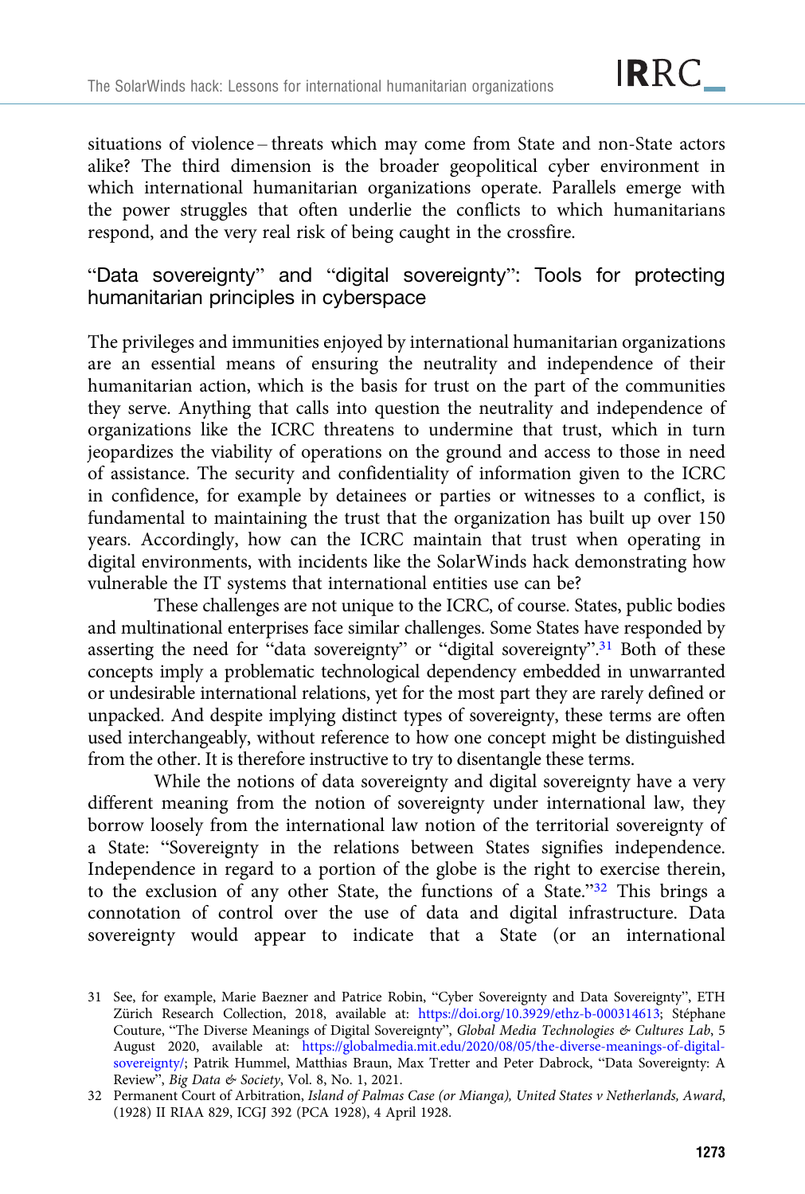situations of violence – threats which may come from State and non-State actors alike? The third dimension is the broader geopolitical cyber environment in which international humanitarian organizations operate. Parallels emerge with the power struggles that often underlie the conflicts to which humanitarians respond, and the very real risk of being caught in the crossfire.

## "Data sovereignty" and "digital sovereignty": Tools for protecting humanitarian principles in cyberspace

The privileges and immunities enjoyed by international humanitarian organizations are an essential means of ensuring the neutrality and independence of their humanitarian action, which is the basis for trust on the part of the communities they serve. Anything that calls into question the neutrality and independence of organizations like the ICRC threatens to undermine that trust, which in turn jeopardizes the viability of operations on the ground and access to those in need of assistance. The security and confidentiality of information given to the ICRC in confidence, for example by detainees or parties or witnesses to a conflict, is fundamental to maintaining the trust that the organization has built up over 150 years. Accordingly, how can the ICRC maintain that trust when operating in digital environments, with incidents like the SolarWinds hack demonstrating how vulnerable the IT systems that international entities use can be?

These challenges are not unique to the ICRC, of course. States, public bodies and multinational enterprises face similar challenges. Some States have responded by asserting the need for "data sovereignty" or "digital sovereignty".[31] Both of these concepts imply a problematic technological dependency embedded in unwarranted or undesirable international relations, yet for the most part they are rarely defined or unpacked. And despite implying distinct types of sovereignty, these terms are often used interchangeably, without reference to how one concept might be distinguished from the other. It is therefore instructive to try to disentangle these terms.

While the notions of data sovereignty and digital sovereignty have a very different meaning from the notion of sovereignty under international law, they borrow loosely from the international law notion of the territorial sovereignty of a State: "Sovereignty in the relations between States signifies independence. Independence in regard to a portion of the globe is the right to exercise therein, to the exclusion of any other State, the functions of a State."[32] This brings a connotation of control over the use of data and digital infrastructure. Data sovereignty would appear to indicate that a State (or an international

31 See, for example, Marie Baezner and Patrice Robin, "Cyber Sovereignty and Data Sovereignty", ETH Zürich Research Collection, 2018, available at: https://doi.org/10.3929/ethz-b-000314613; Stéphane Couture, "The Diverse Meanings of Digital Sovereignty", *Global Media Technologies & Cultures Lab*, 5 August 2020, available at: https://globalmedia.mit.edu/2020/08/05/the-diverse-meanings-of-digital-sovereignty/; Patrik Hummel, Matthias Braun, Max Tretter and Peter Dabrock, "Data Sovereignty: A Review", *Big Data & Society*, Vol. 8, No. 1, 2021.

32 Permanent Court of Arbitration, *Island of Palmas Case (or Mianga), United States v Netherlands, Award*, (1928) II RIAA 829, ICGJ 392 (PCA 1928), 4 April 1928.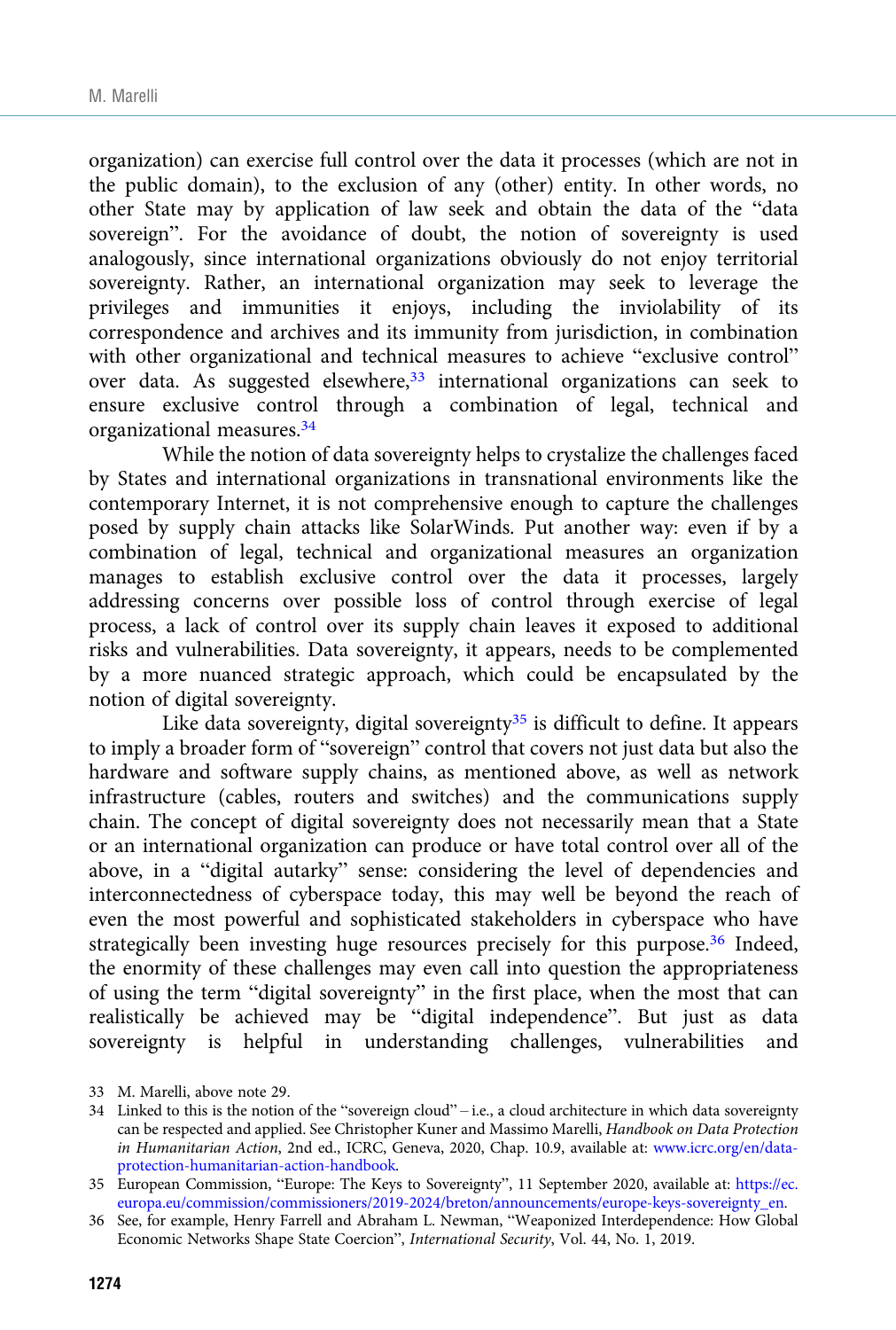organization) can exercise full control over the data it processes (which are not in the public domain), to the exclusion of any (other) entity. In other words, no other State may by application of law seek and obtain the data of the "data sovereign". For the avoidance of doubt, the notion of sovereignty is used analogously, since international organizations obviously do not enjoy territorial sovereignty. Rather, an international organization may seek to leverage the privileges and immunities it enjoys, including the inviolability of its correspondence and archives and its immunity from jurisdiction, in combination with other organizational and technical measures to achieve "exclusive control" over data. As suggested elsewhere,[33] international organizations can seek to ensure exclusive control through a combination of legal, technical and organizational measures.[34]

While the notion of data sovereignty helps to crystalize the challenges faced by States and international organizations in transnational environments like the contemporary Internet, it is not comprehensive enough to capture the challenges posed by supply chain attacks like SolarWinds. Put another way: even if by a combination of legal, technical and organizational measures an organization manages to establish exclusive control over the data it processes, largely addressing concerns over possible loss of control through exercise of legal process, a lack of control over its supply chain leaves it exposed to additional risks and vulnerabilities. Data sovereignty, it appears, needs to be complemented by a more nuanced strategic approach, which could be encapsulated by the notion of digital sovereignty.

Like data sovereignty, digital sovereignty[35] is difficult to define. It appears to imply a broader form of "sovereign" control that covers not just data but also the hardware and software supply chains, as mentioned above, as well as network infrastructure (cables, routers and switches) and the communications supply chain. The concept of digital sovereignty does not necessarily mean that a State or an international organization can produce or have total control over all of the above, in a "digital autarky" sense: considering the level of dependencies and interconnectedness of cyberspace today, this may well be beyond the reach of even the most powerful and sophisticated stakeholders in cyberspace who have strategically been investing huge resources precisely for this purpose.[36] Indeed, the enormity of these challenges may even call into question the appropriateness of using the term "digital sovereignty" in the first place, when the most that can realistically be achieved may be "digital independence". But just as data sovereignty is helpful in understanding challenges, vulnerabilities and

33 M. Marelli, above note 29.

34 Linked to this is the notion of the "sovereign cloud" – i.e., a cloud architecture in which data sovereignty can be respected and applied. See Christopher Kuner and Massimo Marelli, *Handbook on Data Protection in Humanitarian Action*, 2nd ed., ICRC, Geneva, 2020, Chap. 10.9, available at: www.icrc.org/en/data-protection-humanitarian-action-handbook.

35 European Commission, "Europe: The Keys to Sovereignty", 11 September 2020, available at: https://ec.europa.eu/commission/commissioners/2019-2024/breton/announcements/europe-keys-sovereignty_en.

36 See, for example, Henry Farrell and Abraham L. Newman, "Weaponized Interdependence: How Global Economic Networks Shape State Coercion", *International Security*, Vol. 44, No. 1, 2019.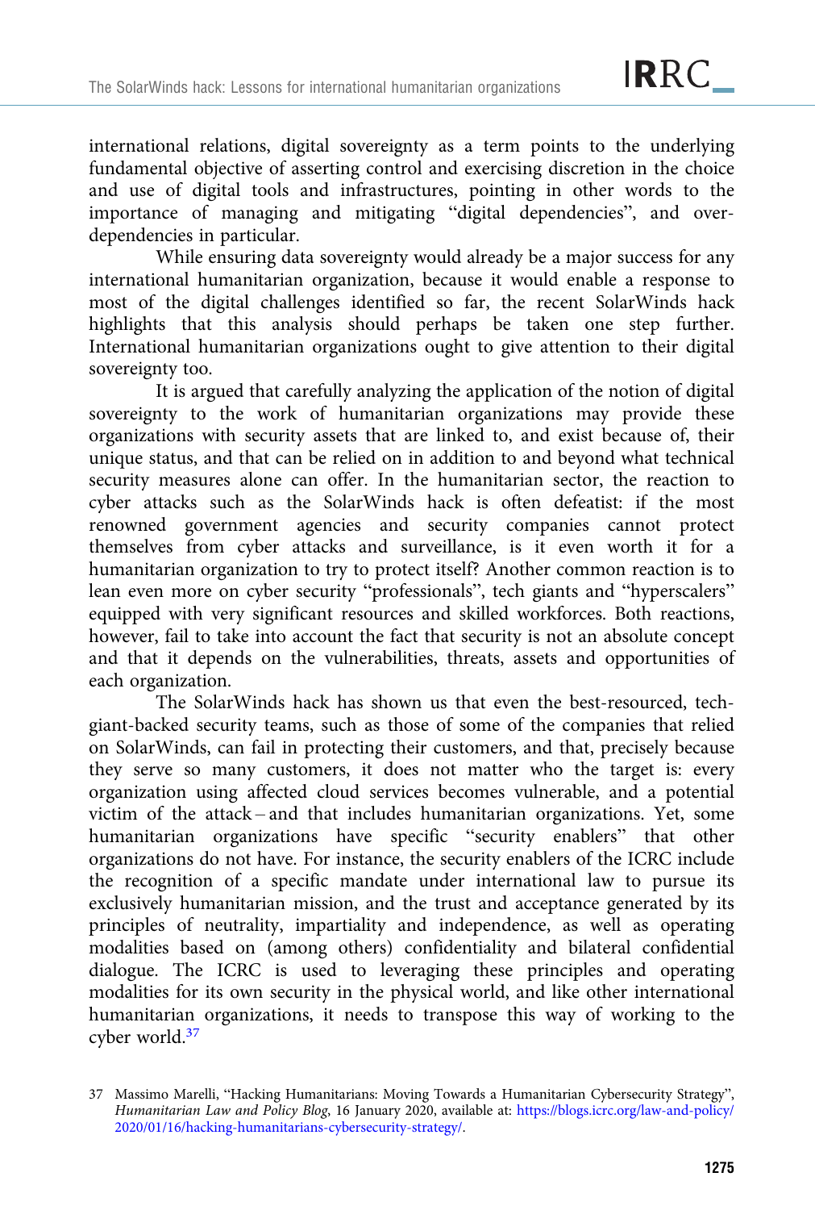international relations, digital sovereignty as a term points to the underlying fundamental objective of asserting control and exercising discretion in the choice and use of digital tools and infrastructures, pointing in other words to the importance of managing and mitigating "digital dependencies", and over-dependencies in particular.

While ensuring data sovereignty would already be a major success for any international humanitarian organization, because it would enable a response to most of the digital challenges identified so far, the recent SolarWinds hack highlights that this analysis should perhaps be taken one step further. International humanitarian organizations ought to give attention to their digital sovereignty too.

It is argued that carefully analyzing the application of the notion of digital sovereignty to the work of humanitarian organizations may provide these organizations with security assets that are linked to, and exist because of, their unique status, and that can be relied on in addition to and beyond what technical security measures alone can offer. In the humanitarian sector, the reaction to cyber attacks such as the SolarWinds hack is often defeatist: if the most renowned government agencies and security companies cannot protect themselves from cyber attacks and surveillance, is it even worth it for a humanitarian organization to try to protect itself? Another common reaction is to lean even more on cyber security "professionals", tech giants and "hyperscalers" equipped with very significant resources and skilled workforces. Both reactions, however, fail to take into account the fact that security is not an absolute concept and that it depends on the vulnerabilities, threats, assets and opportunities of each organization.

The SolarWinds hack has shown us that even the best-resourced, tech-giant-backed security teams, such as those of some of the companies that relied on SolarWinds, can fail in protecting their customers, and that, precisely because they serve so many customers, it does not matter who the target is: every organization using affected cloud services becomes vulnerable, and a potential victim of the attack – and that includes humanitarian organizations. Yet, some humanitarian organizations have specific "security enablers" that other organizations do not have. For instance, the security enablers of the ICRC include the recognition of a specific mandate under international law to pursue its exclusively humanitarian mission, and the trust and acceptance generated by its principles of neutrality, impartiality and independence, as well as operating modalities based on (among others) confidentiality and bilateral confidential dialogue. The ICRC is used to leveraging these principles and operating modalities for its own security in the physical world, and like other international humanitarian organizations, it needs to transpose this way of working to the cyber world.[37]

37 Massimo Marelli, "Hacking Humanitarians: Moving Towards a Humanitarian Cybersecurity Strategy", *Humanitarian Law and Policy Blog*, 16 January 2020, available at: https://blogs.icrc.org/law-and-policy/2020/01/16/hacking-humanitarians-cybersecurity-strategy/.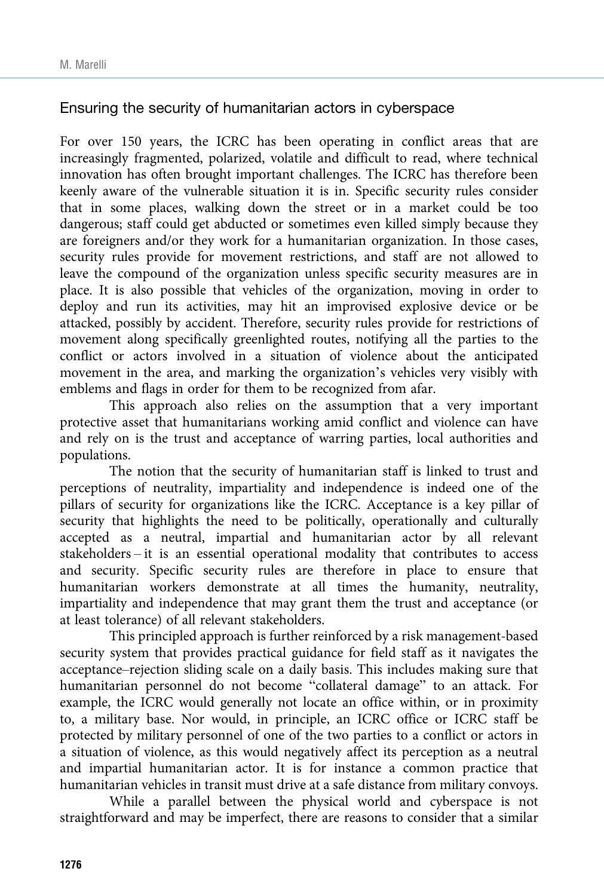## Ensuring the security of humanitarian actors in cyberspace

For over 150 years, the ICRC has been operating in conflict areas that are increasingly fragmented, polarized, volatile and difficult to read, where technical innovation has often brought important challenges. The ICRC has therefore been keenly aware of the vulnerable situation it is in. Specific security rules consider that in some places, walking down the street or in a market could be too dangerous; staff could get abducted or sometimes even killed simply because they are foreigners and/or they work for a humanitarian organization. In those cases, security rules provide for movement restrictions, and staff are not allowed to leave the compound of the organization unless specific security measures are in place. It is also possible that vehicles of the organization, moving in order to deploy and run its activities, may hit an improvised explosive device or be attacked, possibly by accident. Therefore, security rules provide for restrictions of movement along specifically greenlighted routes, notifying all the parties to the conflict or actors involved in a situation of violence about the anticipated movement in the area, and marking the organization's vehicles very visibly with emblems and flags in order for them to be recognized from afar.

This approach also relies on the assumption that a very important protective asset that humanitarians working amid conflict and violence can have and rely on is the trust and acceptance of warring parties, local authorities and populations.

The notion that the security of humanitarian staff is linked to trust and perceptions of neutrality, impartiality and independence is indeed one of the pillars of security for organizations like the ICRC. Acceptance is a key pillar of security that highlights the need to be politically, operationally and culturally accepted as a neutral, impartial and humanitarian actor by all relevant stakeholders – it is an essential operational modality that contributes to access and security. Specific security rules are therefore in place to ensure that humanitarian workers demonstrate at all times the humanity, neutrality, impartiality and independence that may grant them the trust and acceptance (or at least tolerance) of all relevant stakeholders.

This principled approach is further reinforced by a risk management-based security system that provides practical guidance for field staff as it navigates the acceptance–rejection sliding scale on a daily basis. This includes making sure that humanitarian personnel do not become "collateral damage" to an attack. For example, the ICRC would generally not locate an office within, or in proximity to, a military base. Nor would, in principle, an ICRC office or ICRC staff be protected by military personnel of one of the two parties to a conflict or actors in a situation of violence, as this would negatively affect its perception as a neutral and impartial humanitarian actor. It is for instance a common practice that humanitarian vehicles in transit must drive at a safe distance from military convoys.

While a parallel between the physical world and cyberspace is not straightforward and may be imperfect, there are reasons to consider that a similar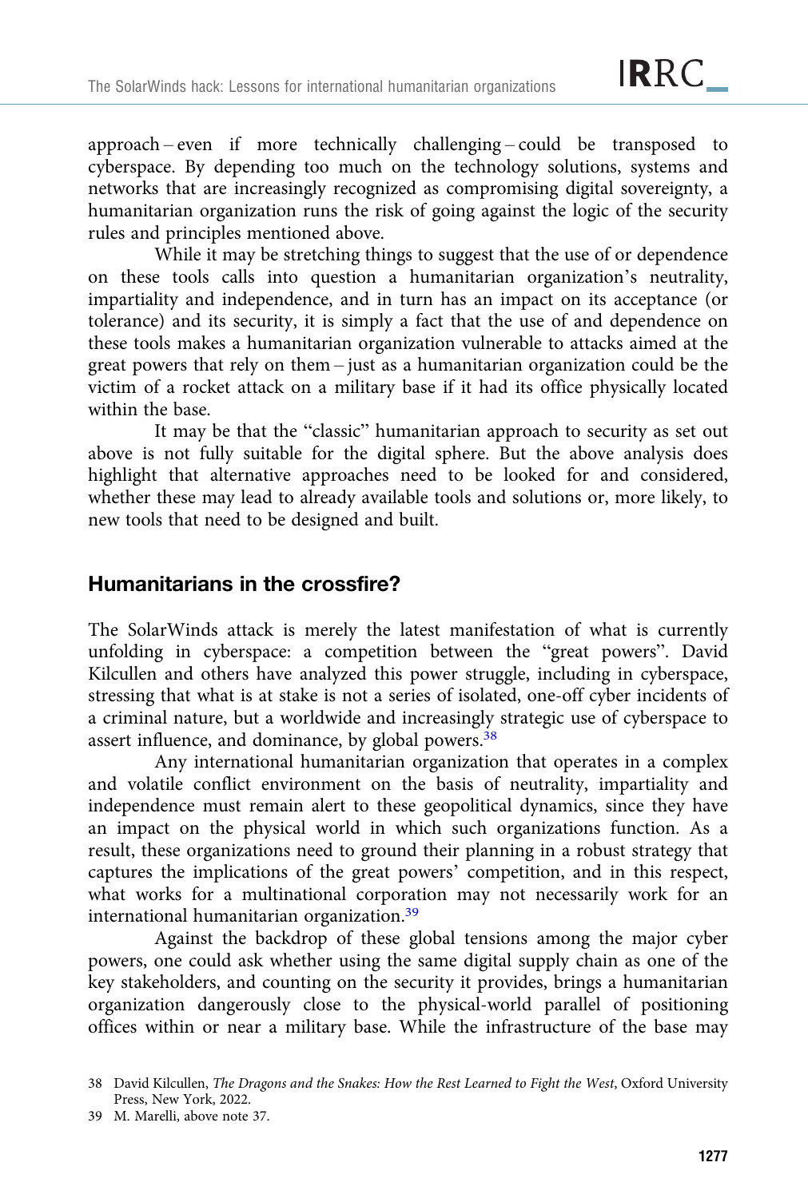approach – even if more technically challenging – could be transposed to cyberspace. By depending too much on the technology solutions, systems and networks that are increasingly recognized as compromising digital sovereignty, a humanitarian organization runs the risk of going against the logic of the security rules and principles mentioned above.

While it may be stretching things to suggest that the use of or dependence on these tools calls into question a humanitarian organization's neutrality, impartiality and independence, and in turn has an impact on its acceptance (or tolerance) and its security, it is simply a fact that the use of and dependence on these tools makes a humanitarian organization vulnerable to attacks aimed at the great powers that rely on them – just as a humanitarian organization could be the victim of a rocket attack on a military base if it had its office physically located within the base.

It may be that the "classic" humanitarian approach to security as set out above is not fully suitable for the digital sphere. But the above analysis does highlight that alternative approaches need to be looked for and considered, whether these may lead to already available tools and solutions or, more likely, to new tools that need to be designed and built.

## Humanitarians in the crossfire?

The SolarWinds attack is merely the latest manifestation of what is currently unfolding in cyberspace: a competition between the "great powers". David Kilcullen and others have analyzed this power struggle, including in cyberspace, stressing that what is at stake is not a series of isolated, one-off cyber incidents of a criminal nature, but a worldwide and increasingly strategic use of cyberspace to assert influence, and dominance, by global powers.[38]

Any international humanitarian organization that operates in a complex and volatile conflict environment on the basis of neutrality, impartiality and independence must remain alert to these geopolitical dynamics, since they have an impact on the physical world in which such organizations function. As a result, these organizations need to ground their planning in a robust strategy that captures the implications of the great powers' competition, and in this respect, what works for a multinational corporation may not necessarily work for an international humanitarian organization.[39]

Against the backdrop of these global tensions among the major cyber powers, one could ask whether using the same digital supply chain as one of the key stakeholders, and counting on the security it provides, brings a humanitarian organization dangerously close to the physical-world parallel of positioning offices within or near a military base. While the infrastructure of the base may

38 David Kilcullen, *The Dragons and the Snakes: How the Rest Learned to Fight the West*, Oxford University Press, New York, 2022.

39 M. Marelli, above note 37.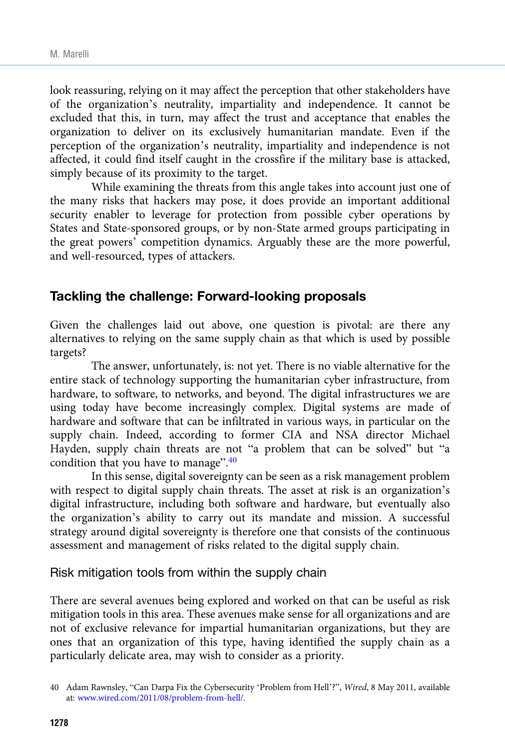look reassuring, relying on it may affect the perception that other stakeholders have of the organization's neutrality, impartiality and independence. It cannot be excluded that this, in turn, may affect the trust and acceptance that enables the organization to deliver on its exclusively humanitarian mandate. Even if the perception of the organization's neutrality, impartiality and independence is not affected, it could find itself caught in the crossfire if the military base is attacked, simply because of its proximity to the target.

While examining the threats from this angle takes into account just one of the many risks that hackers may pose, it does provide an important additional security enabler to leverage for protection from possible cyber operations by States and State-sponsored groups, or by non-State armed groups participating in the great powers' competition dynamics. Arguably these are the more powerful, and well-resourced, types of attackers.

## Tackling the challenge: Forward-looking proposals

Given the challenges laid out above, one question is pivotal: are there any alternatives to relying on the same supply chain as that which is used by possible targets?

The answer, unfortunately, is: not yet. There is no viable alternative for the entire stack of technology supporting the humanitarian cyber infrastructure, from hardware, to software, to networks, and beyond. The digital infrastructures we are using today have become increasingly complex. Digital systems are made of hardware and software that can be infiltrated in various ways, in particular on the supply chain. Indeed, according to former CIA and NSA director Michael Hayden, supply chain threats are not "a problem that can be solved" but "a condition that you have to manage".[40]

In this sense, digital sovereignty can be seen as a risk management problem with respect to digital supply chain threats. The asset at risk is an organization's digital infrastructure, including both software and hardware, but eventually also the organization's ability to carry out its mandate and mission. A successful strategy around digital sovereignty is therefore one that consists of the continuous assessment and management of risks related to the digital supply chain.

### Risk mitigation tools from within the supply chain

There are several avenues being explored and worked on that can be useful as risk mitigation tools in this area. These avenues make sense for all organizations and are not of exclusive relevance for impartial humanitarian organizations, but they are ones that an organization of this type, having identified the supply chain as a particularly delicate area, may wish to consider as a priority.

40 Adam Rawnsley, "Can Darpa Fix the Cybersecurity 'Problem from Hell'?", *Wired*, 8 May 2011, available at: www.wired.com/2011/08/problem-from-hell/.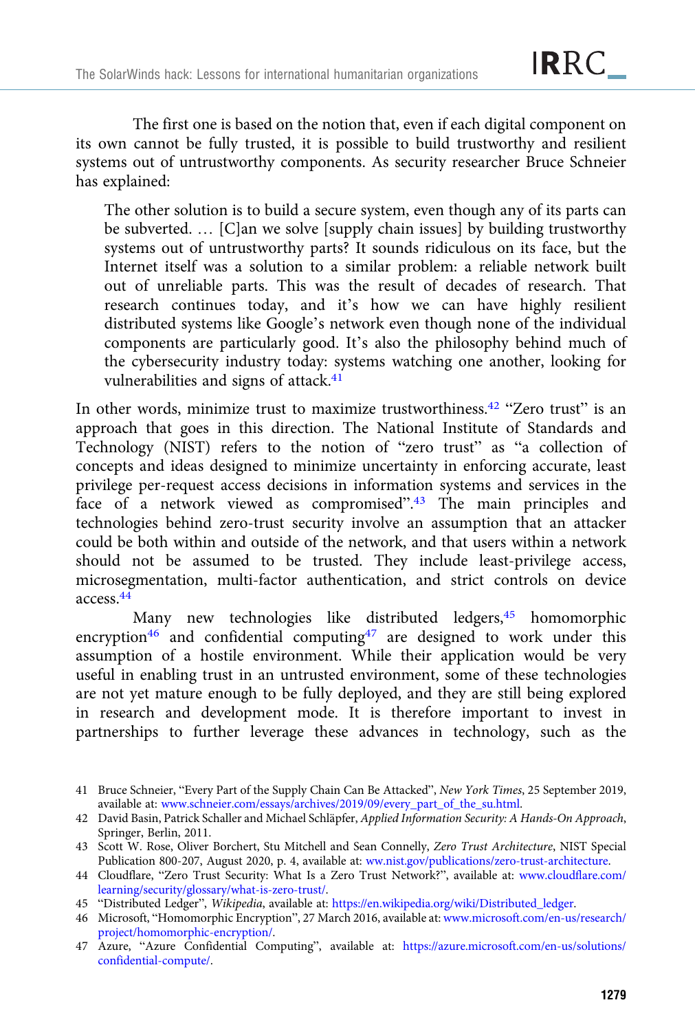The first one is based on the notion that, even if each digital component on its own cannot be fully trusted, it is possible to build trustworthy and resilient systems out of untrustworthy components. As security researcher Bruce Schneier has explained:

> The other solution is to build a secure system, even though any of its parts can be subverted. … [C]an we solve [supply chain issues] by building trustworthy systems out of untrustworthy parts? It sounds ridiculous on its face, but the Internet itself was a solution to a similar problem: a reliable network built out of unreliable parts. This was the result of decades of research. That research continues today, and it's how we can have highly resilient distributed systems like Google's network even though none of the individual components are particularly good. It's also the philosophy behind much of the cybersecurity industry today: systems watching one another, looking for vulnerabilities and signs of attack.[41]

In other words, minimize trust to maximize trustworthiness.[42] "Zero trust" is an approach that goes in this direction. The National Institute of Standards and Technology (NIST) refers to the notion of "zero trust" as "a collection of concepts and ideas designed to minimize uncertainty in enforcing accurate, least privilege per-request access decisions in information systems and services in the face of a network viewed as compromised".[43] The main principles and technologies behind zero-trust security involve an assumption that an attacker could be both within and outside of the network, and that users within a network should not be assumed to be trusted. They include least-privilege access, microsegmentation, multi-factor authentication, and strict controls on device access.[44]

Many new technologies like distributed ledgers,[45] homomorphic encryption[46] and confidential computing[47] are designed to work under this assumption of a hostile environment. While their application would be very useful in enabling trust in an untrusted environment, some of these technologies are not yet mature enough to be fully deployed, and they are still being explored in research and development mode. It is therefore important to invest in partnerships to further leverage these advances in technology, such as the

---

41 Bruce Schneier, "Every Part of the Supply Chain Can Be Attacked", *New York Times*, 25 September 2019, available at: www.schneier.com/essays/archives/2019/09/every_part_of_the_su.html.

42 David Basin, Patrick Schaller and Michael Schläpfer, *Applied Information Security: A Hands-On Approach*, Springer, Berlin, 2011.

43 Scott W. Rose, Oliver Borchert, Stu Mitchell and Sean Connelly, *Zero Trust Architecture*, NIST Special Publication 800-207, August 2020, p. 4, available at: ww.nist.gov/publications/zero-trust-architecture.

44 Cloudflare, "Zero Trust Security: What Is a Zero Trust Network?", available at: www.cloudflare.com/learning/security/glossary/what-is-zero-trust/.

45 "Distributed Ledger", *Wikipedia*, available at: https://en.wikipedia.org/wiki/Distributed_ledger.

46 Microsoft, "Homomorphic Encryption", 27 March 2016, available at: www.microsoft.com/en-us/research/project/homomorphic-encryption/.

47 Azure, "Azure Confidential Computing", available at: https://azure.microsoft.com/en-us/solutions/confidential-compute/.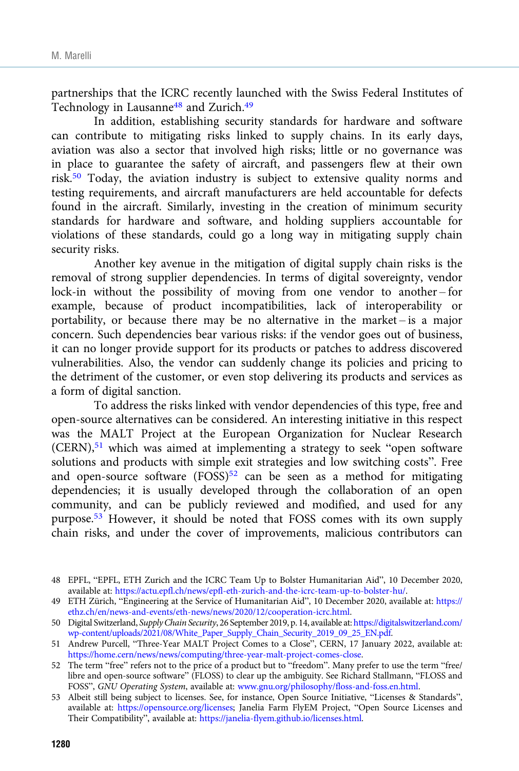partnerships that the ICRC recently launched with the Swiss Federal Institutes of Technology in Lausanne[48] and Zurich.[49]

In addition, establishing security standards for hardware and software can contribute to mitigating risks linked to supply chains. In its early days, aviation was also a sector that involved high risks; little or no governance was in place to guarantee the safety of aircraft, and passengers flew at their own risk.[50] Today, the aviation industry is subject to extensive quality norms and testing requirements, and aircraft manufacturers are held accountable for defects found in the aircraft. Similarly, investing in the creation of minimum security standards for hardware and software, and holding suppliers accountable for violations of these standards, could go a long way in mitigating supply chain security risks.

Another key avenue in the mitigation of digital supply chain risks is the removal of strong supplier dependencies. In terms of digital sovereignty, vendor lock-in without the possibility of moving from one vendor to another – for example, because of product incompatibilities, lack of interoperability or portability, or because there may be no alternative in the market – is a major concern. Such dependencies bear various risks: if the vendor goes out of business, it can no longer provide support for its products or patches to address discovered vulnerabilities. Also, the vendor can suddenly change its policies and pricing to the detriment of the customer, or even stop delivering its products and services as a form of digital sanction.

To address the risks linked with vendor dependencies of this type, free and open-source alternatives can be considered. An interesting initiative in this respect was the MALT Project at the European Organization for Nuclear Research (CERN),[51] which was aimed at implementing a strategy to seek "open software solutions and products with simple exit strategies and low switching costs". Free and open-source software (FOSS)[52] can be seen as a method for mitigating dependencies; it is usually developed through the collaboration of an open community, and can be publicly reviewed and modified, and used for any purpose.[53] However, it should be noted that FOSS comes with its own supply chain risks, and under the cover of improvements, malicious contributors can

---

48 EPFL, "EPFL, ETH Zurich and the ICRC Team Up to Bolster Humanitarian Aid", 10 December 2020, available at: https://actu.epfl.ch/news/epfl-eth-zurich-and-the-icrc-team-up-to-bolster-hu/.

49 ETH Zürich, "Engineering at the Service of Humanitarian Aid", 10 December 2020, available at: https://ethz.ch/en/news-and-events/eth-news/news/2020/12/cooperation-icrc.html.

50 Digital Switzerland, *Supply Chain Security*, 26 September 2019, p. 14, available at: https://digitalswitzerland.com/wp-content/uploads/2021/08/White_Paper_Supply_Chain_Security_2019_09_25_EN.pdf.

51 Andrew Purcell, "Three-Year MALT Project Comes to a Close", CERN, 17 January 2022, available at: https://home.cern/news/news/computing/three-year-malt-project-comes-close.

52 The term "free" refers not to the price of a product but to "freedom". Many prefer to use the term "free/libre and open-source software" (FLOSS) to clear up the ambiguity. See Richard Stallmann, "FLOSS and FOSS", *GNU Operating System*, available at: www.gnu.org/philosophy/floss-and-foss.en.html.

53 Albeit still being subject to licenses. See, for instance, Open Source Initiative, "Licenses & Standards", available at: https://opensource.org/licenses; Janelia Farm FlyEM Project, "Open Source Licenses and Their Compatibility", available at: https://janelia-flyem.github.io/licenses.html.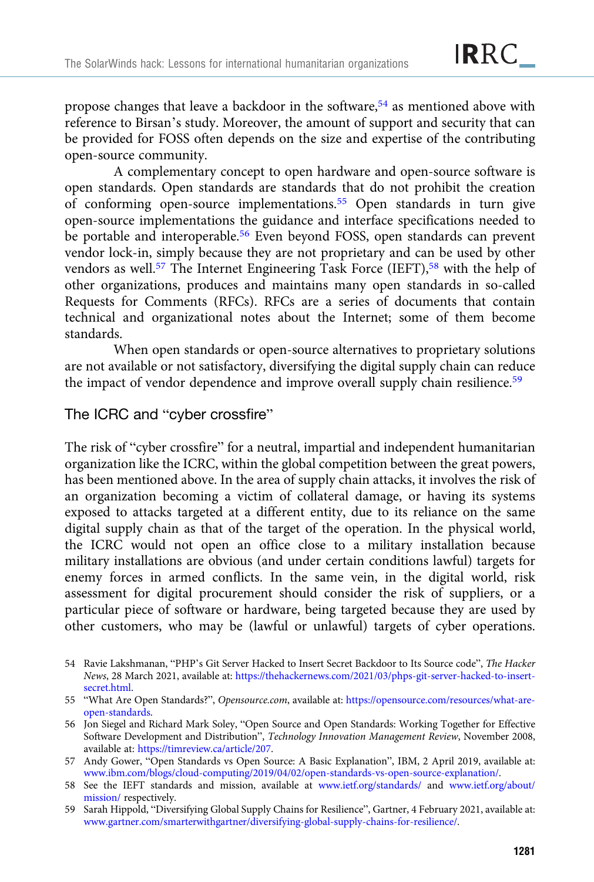propose changes that leave a backdoor in the software,[54] as mentioned above with reference to Birsan's study. Moreover, the amount of support and security that can be provided for FOSS often depends on the size and expertise of the contributing open-source community.

A complementary concept to open hardware and open-source software is open standards. Open standards are standards that do not prohibit the creation of conforming open-source implementations.[55] Open standards in turn give open-source implementations the guidance and interface specifications needed to be portable and interoperable.[56] Even beyond FOSS, open standards can prevent vendor lock-in, simply because they are not proprietary and can be used by other vendors as well.[57] The Internet Engineering Task Force (IEFT),[58] with the help of other organizations, produces and maintains many open standards in so-called Requests for Comments (RFCs). RFCs are a series of documents that contain technical and organizational notes about the Internet; some of them become standards.

When open standards or open-source alternatives to proprietary solutions are not available or not satisfactory, diversifying the digital supply chain can reduce the impact of vendor dependence and improve overall supply chain resilience.[59]

## The ICRC and "cyber crossfire"

The risk of "cyber crossfire" for a neutral, impartial and independent humanitarian organization like the ICRC, within the global competition between the great powers, has been mentioned above. In the area of supply chain attacks, it involves the risk of an organization becoming a victim of collateral damage, or having its systems exposed to attacks targeted at a different entity, due to its reliance on the same digital supply chain as that of the target of the operation. In the physical world, the ICRC would not open an office close to a military installation because military installations are obvious (and under certain conditions lawful) targets for enemy forces in armed conflicts. In the same vein, in the digital world, risk assessment for digital procurement should consider the risk of suppliers, or a particular piece of software or hardware, being targeted because they are used by other customers, who may be (lawful or unlawful) targets of cyber operations.

---

54 Ravie Lakshmanan, "PHP's Git Server Hacked to Insert Secret Backdoor to Its Source code", *The Hacker News*, 28 March 2021, available at: https://thehackernews.com/2021/03/phps-git-server-hacked-to-insert-secret.html.

55 "What Are Open Standards?", *Opensource.com*, available at: https://opensource.com/resources/what-are-open-standards.

56 Jon Siegel and Richard Mark Soley, "Open Source and Open Standards: Working Together for Effective Software Development and Distribution", *Technology Innovation Management Review*, November 2008, available at: https://timreview.ca/article/207.

57 Andy Gower, "Open Standards vs Open Source: A Basic Explanation", IBM, 2 April 2019, available at: www.ibm.com/blogs/cloud-computing/2019/04/02/open-standards-vs-open-source-explanation/.

58 See the IEFT standards and mission, available at www.ietf.org/standards/ and www.ietf.org/about/mission/ respectively.

59 Sarah Hippold, "Diversifying Global Supply Chains for Resilience", Gartner, 4 February 2021, available at: www.gartner.com/smarterwithgartner/diversifying-global-supply-chains-for-resilience/.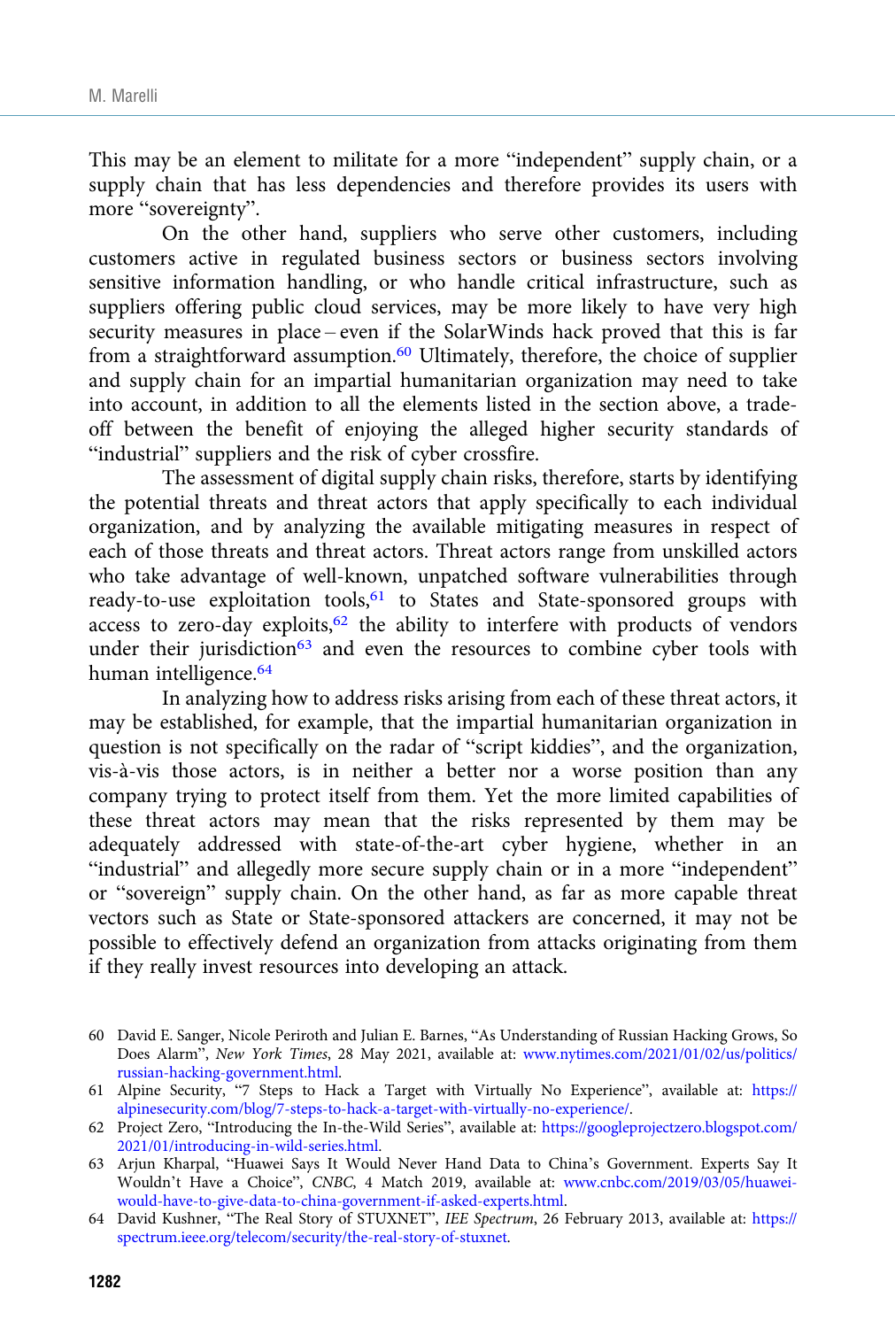This may be an element to militate for a more "independent" supply chain, or a supply chain that has less dependencies and therefore provides its users with more "sovereignty".

On the other hand, suppliers who serve other customers, including customers active in regulated business sectors or business sectors involving sensitive information handling, or who handle critical infrastructure, such as suppliers offering public cloud services, may be more likely to have very high security measures in place – even if the SolarWinds hack proved that this is far from a straightforward assumption.[60] Ultimately, therefore, the choice of supplier and supply chain for an impartial humanitarian organization may need to take into account, in addition to all the elements listed in the section above, a trade-off between the benefit of enjoying the alleged higher security standards of "industrial" suppliers and the risk of cyber crossfire.

The assessment of digital supply chain risks, therefore, starts by identifying the potential threats and threat actors that apply specifically to each individual organization, and by analyzing the available mitigating measures in respect of each of those threats and threat actors. Threat actors range from unskilled actors who take advantage of well-known, unpatched software vulnerabilities through ready-to-use exploitation tools,[61] to States and State-sponsored groups with access to zero-day exploits,[62] the ability to interfere with products of vendors under their jurisdiction[63] and even the resources to combine cyber tools with human intelligence.[64]

In analyzing how to address risks arising from each of these threat actors, it may be established, for example, that the impartial humanitarian organization in question is not specifically on the radar of "script kiddies", and the organization, vis-à-vis those actors, is in neither a better nor a worse position than any company trying to protect itself from them. Yet the more limited capabilities of these threat actors may mean that the risks represented by them may be adequately addressed with state-of-the-art cyber hygiene, whether in an "industrial" and allegedly more secure supply chain or in a more "independent" or "sovereign" supply chain. On the other hand, as far as more capable threat vectors such as State or State-sponsored attackers are concerned, it may not be possible to effectively defend an organization from attacks originating from them if they really invest resources into developing an attack.

---

60 David E. Sanger, Nicole Perlroth and Julian E. Barnes, "As Understanding of Russian Hacking Grows, So Does Alarm", *New York Times*, 28 May 2021, available at: www.nytimes.com/2021/01/02/us/politics/russian-hacking-government.html.

61 Alpine Security, "7 Steps to Hack a Target with Virtually No Experience", available at: https://alpinesecurity.com/blog/7-steps-to-hack-a-target-with-virtually-no-experience/.

62 Project Zero, "Introducing the In-the-Wild Series", available at: https://googleprojectzero.blogspot.com/2021/01/introducing-in-wild-series.html.

63 Arjun Kharpal, "Huawei Says It Would Never Hand Data to China's Government. Experts Say It Wouldn't Have a Choice", *CNBC*, 4 Match 2019, available at: www.cnbc.com/2019/03/05/huawei-would-have-to-give-data-to-china-government-if-asked-experts.html.

64 David Kushner, "The Real Story of STUXNET", *IEE Spectrum*, 26 February 2013, available at: https://spectrum.ieee.org/telecom/security/the-real-story-of-stuxnet.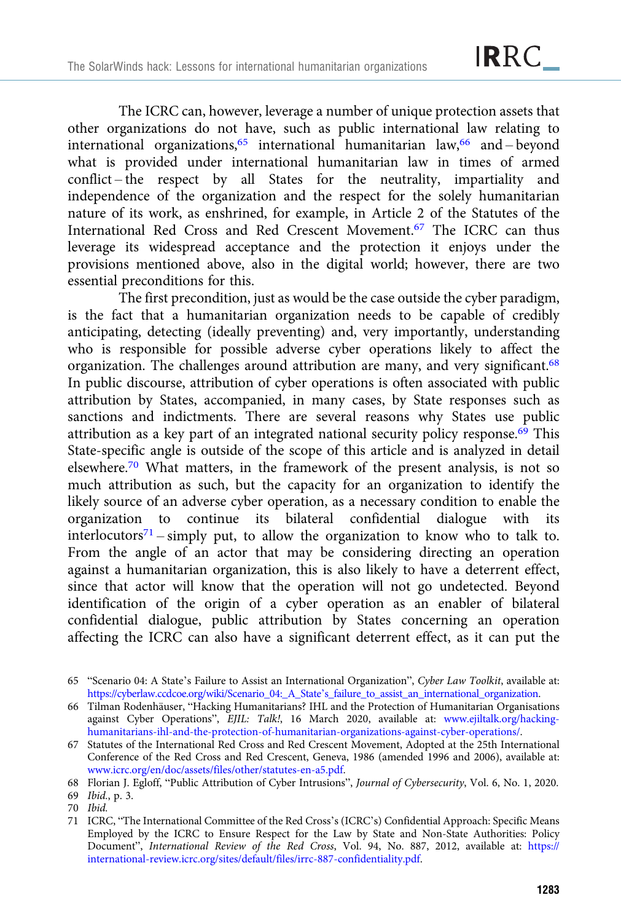The ICRC can, however, leverage a number of unique protection assets that other organizations do not have, such as public international law relating to international organizations,[65] international humanitarian law,[66] and – beyond what is provided under international humanitarian law in times of armed conflict – the respect by all States for the neutrality, impartiality and independence of the organization and the respect for the solely humanitarian nature of its work, as enshrined, for example, in Article 2 of the Statutes of the International Red Cross and Red Crescent Movement.[67] The ICRC can thus leverage its widespread acceptance and the protection it enjoys under the provisions mentioned above, also in the digital world; however, there are two essential preconditions for this.

The first precondition, just as would be the case outside the cyber paradigm, is the fact that a humanitarian organization needs to be capable of credibly anticipating, detecting (ideally preventing) and, very importantly, understanding who is responsible for possible adverse cyber operations likely to affect the organization. The challenges around attribution are many, and very significant.[68] In public discourse, attribution of cyber operations is often associated with public attribution by States, accompanied, in many cases, by State responses such as sanctions and indictments. There are several reasons why States use public attribution as a key part of an integrated national security policy response.[69] This State-specific angle is outside of the scope of this article and is analyzed in detail elsewhere.[70] What matters, in the framework of the present analysis, is not so much attribution as such, but the capacity for an organization to identify the likely source of an adverse cyber operation, as a necessary condition to enable the organization to continue its bilateral confidential dialogue with its interlocutors[71] – simply put, to allow the organization to know who to talk to. From the angle of an actor that may be considering directing an operation against a humanitarian organization, this is also likely to have a deterrent effect, since that actor will know that the operation will not go undetected. Beyond identification of the origin of a cyber operation as an enabler of bilateral confidential dialogue, public attribution by States concerning an operation affecting the ICRC can also have a significant deterrent effect, as it can put the

65 "Scenario 04: A State's Failure to Assist an International Organization", *Cyber Law Toolkit*, available at: https://cyberlaw.ccdcoe.org/wiki/Scenario_04:_A_State's_failure_to_assist_an_international_organization.

66 Tilman Rodenhäuser, "Hacking Humanitarians? IHL and the Protection of Humanitarian Organisations against Cyber Operations", *EJIL: Talk!*, 16 March 2020, available at: www.ejiltalk.org/hacking-humanitarians-ihl-and-the-protection-of-humanitarian-organizations-against-cyber-operations/.

67 Statutes of the International Red Cross and Red Crescent Movement, Adopted at the 25th International Conference of the Red Cross and Red Crescent, Geneva, 1986 (amended 1996 and 2006), available at: www.icrc.org/en/doc/assets/files/other/statutes-en-a5.pdf.

68 Florian J. Egloff, "Public Attribution of Cyber Intrusions", *Journal of Cybersecurity*, Vol. 6, No. 1, 2020.

69 *Ibid.*, p. 3.

70 *Ibid.*

71 ICRC, "The International Committee of the Red Cross's (ICRC's) Confidential Approach: Specific Means Employed by the ICRC to Ensure Respect for the Law by State and Non-State Authorities: Policy Document", *International Review of the Red Cross*, Vol. 94, No. 887, 2012, available at: https://international-review.icrc.org/sites/default/files/irrc-887-confidentiality.pdf.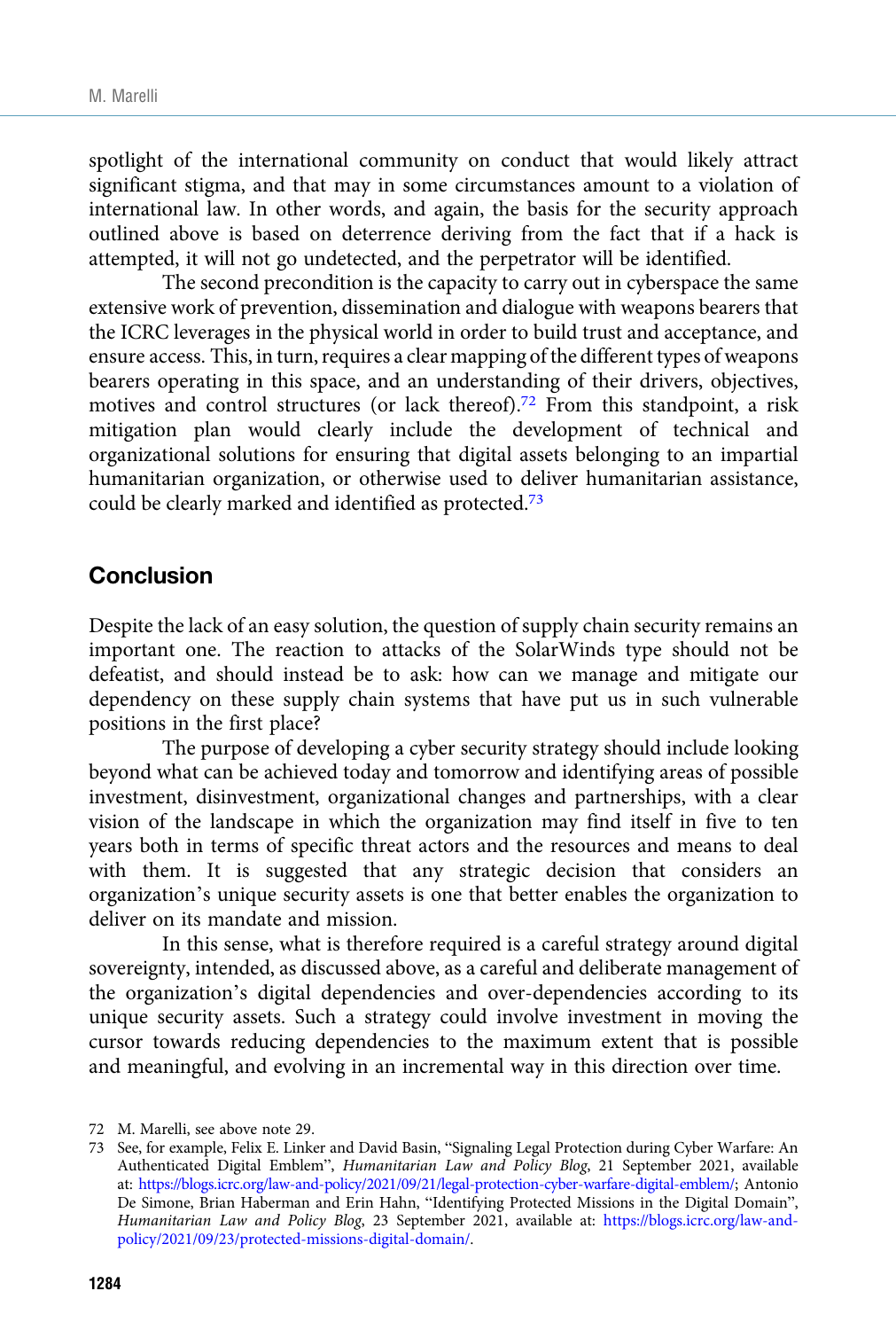spotlight of the international community on conduct that would likely attract significant stigma, and that may in some circumstances amount to a violation of international law. In other words, and again, the basis for the security approach outlined above is based on deterrence deriving from the fact that if a hack is attempted, it will not go undetected, and the perpetrator will be identified.

The second precondition is the capacity to carry out in cyberspace the same extensive work of prevention, dissemination and dialogue with weapons bearers that the ICRC leverages in the physical world in order to build trust and acceptance, and ensure access. This, in turn, requires a clear mapping of the different types of weapons bearers operating in this space, and an understanding of their drivers, objectives, motives and control structures (or lack thereof).[72] From this standpoint, a risk mitigation plan would clearly include the development of technical and organizational solutions for ensuring that digital assets belonging to an impartial humanitarian organization, or otherwise used to deliver humanitarian assistance, could be clearly marked and identified as protected.[73]

## Conclusion

Despite the lack of an easy solution, the question of supply chain security remains an important one. The reaction to attacks of the SolarWinds type should not be defeatist, and should instead be to ask: how can we manage and mitigate our dependency on these supply chain systems that have put us in such vulnerable positions in the first place?

The purpose of developing a cyber security strategy should include looking beyond what can be achieved today and tomorrow and identifying areas of possible investment, disinvestment, organizational changes and partnerships, with a clear vision of the landscape in which the organization may find itself in five to ten years both in terms of specific threat actors and the resources and means to deal with them. It is suggested that any strategic decision that considers an organization's unique security assets is one that better enables the organization to deliver on its mandate and mission.

In this sense, what is therefore required is a careful strategy around digital sovereignty, intended, as discussed above, as a careful and deliberate management of the organization's digital dependencies and over-dependencies according to its unique security assets. Such a strategy could involve investment in moving the cursor towards reducing dependencies to the maximum extent that is possible and meaningful, and evolving in an incremental way in this direction over time.

---

72 M. Marelli, see above note 29.

73 See, for example, Felix E. Linker and David Basin, "Signaling Legal Protection during Cyber Warfare: An Authenticated Digital Emblem", *Humanitarian Law and Policy Blog*, 21 September 2021, available at: https://blogs.icrc.org/law-and-policy/2021/09/21/legal-protection-cyber-warfare-digital-emblem/; Antonio De Simone, Brian Haberman and Erin Hahn, "Identifying Protected Missions in the Digital Domain", *Humanitarian Law and Policy Blog*, 23 September 2021, available at: https://blogs.icrc.org/law-and-policy/2021/09/23/protected-missions-digital-domain/.